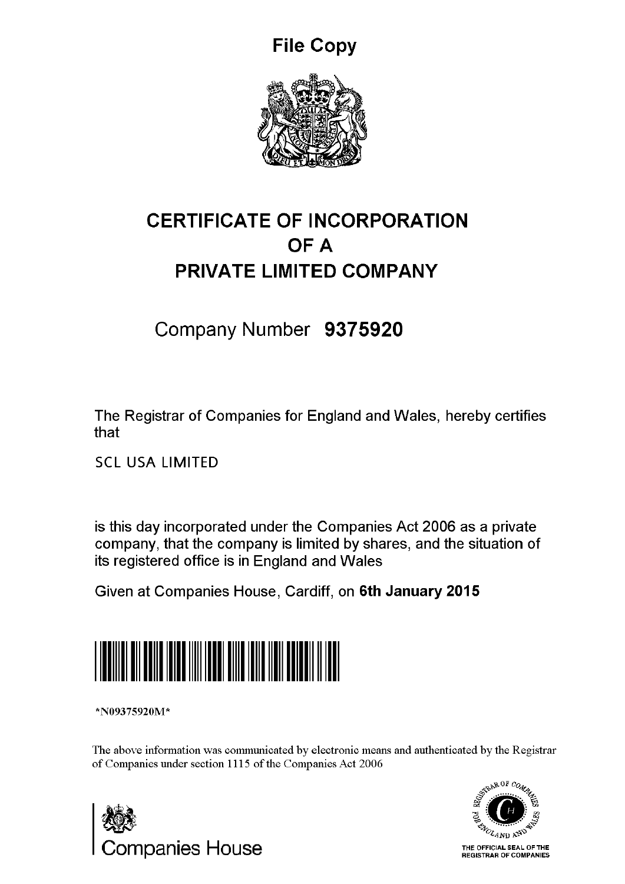File Copy

# CERTIFICATE OF INCORPORATION OF A PRIVATE LIMITED COMPANY

Company Number **9375920**

The Registrar of Companies for England and Wales, hereby certifies that

SCL USA LIMITED

is this day incorporated under the Companies Act 2006 as a private company, that the company is limited by shares, and the situation of its registered office is in England and Wales

Given at Companies House, Cardiff, on **6th January 2015**

*N09375920M*

The above information was communicated by electronic means and authenticated by the Registrar of Companies under section 1115 of the Companies Act 2006

Companies House

REGISTRAR OF COMPANIES FOR ENGLAND AND WALES

THE OFFICIAL SEAL OF THE REGISTRAR OF COMPANIES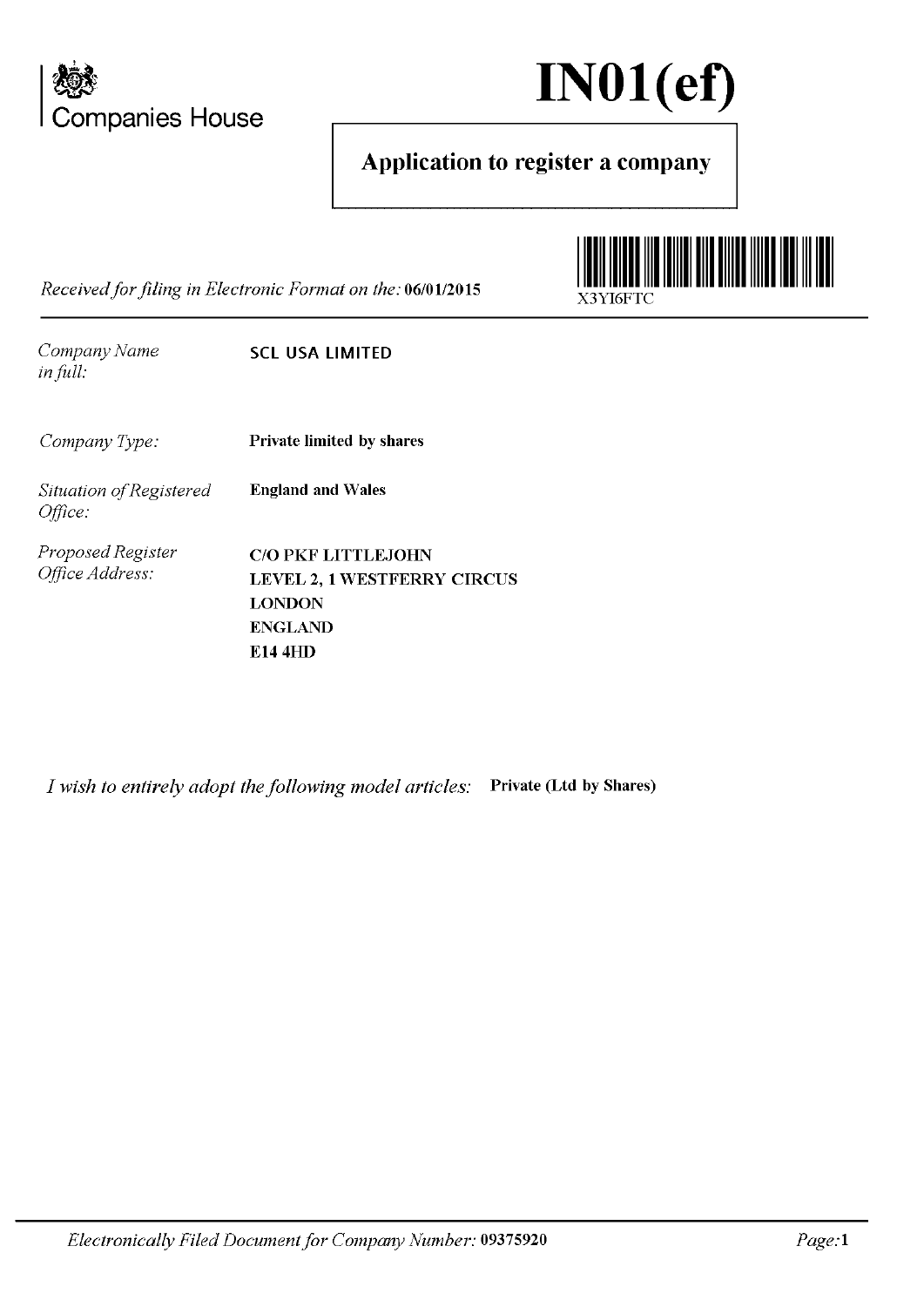Companies House

# IN01(ef)

## Application to register a company

X3YI6FTC

*Received for filing in Electronic Format on the:* **06/01/2015**

| | |
|---|---|
| *Company Name in full:* | **SCL USA LIMITED** |
| *Company Type:* | **Private limited by shares** |
| *Situation of Registered Office:* | **England and Wales** |
| *Proposed Register Office Address:* | **C/O PKF LITTLEJOHN**<br>**LEVEL 2, 1 WESTFERRY CIRCUS**<br>**LONDON**<br>**ENGLAND**<br>**E14 4HD** |

*I wish to entirely adopt the following model articles:* **Private (Ltd by Shares)**

*Electronically Filed Document for Company Number:* **09375920**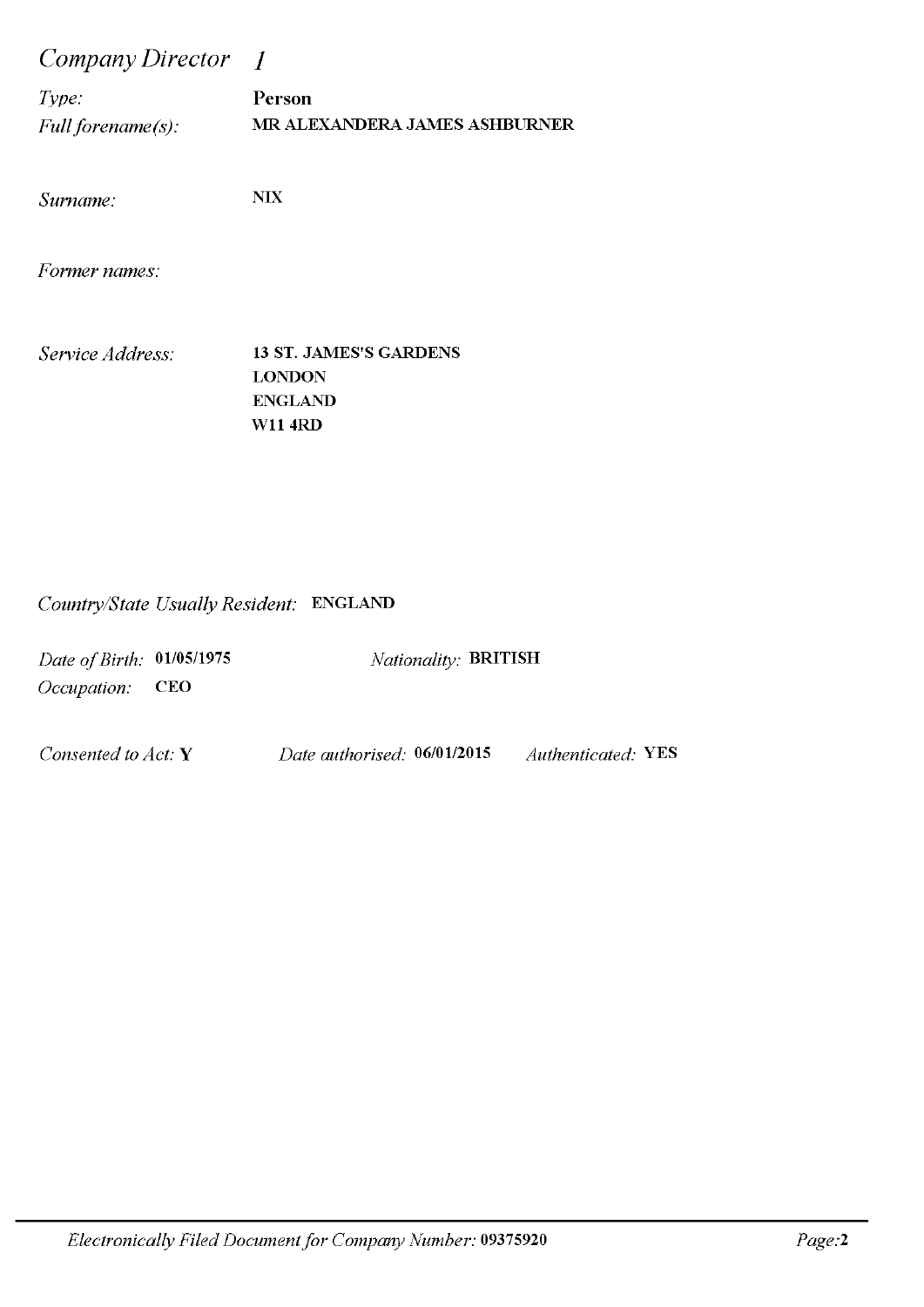## *Company Director* 1

*Type:* **Person**

*Full forename(s):* **MR ALEXANDERA JAMES ASHBURNER**

*Surname:* **NIX**

*Former names:*

*Service Address:* **13 ST. JAMES'S GARDENS**
**LONDON**
**ENGLAND**
**W11 4RD**

*Country/State Usually Resident:* **ENGLAND**

*Date of Birth:* **01/05/1975** *Nationality:* **BRITISH**

*Occupation:* **CEO**

*Consented to Act:* **Y** *Date authorised:* **06/01/2015** *Authenticated:* **YES**

*Electronically Filed Document for Company Number:* **09375920**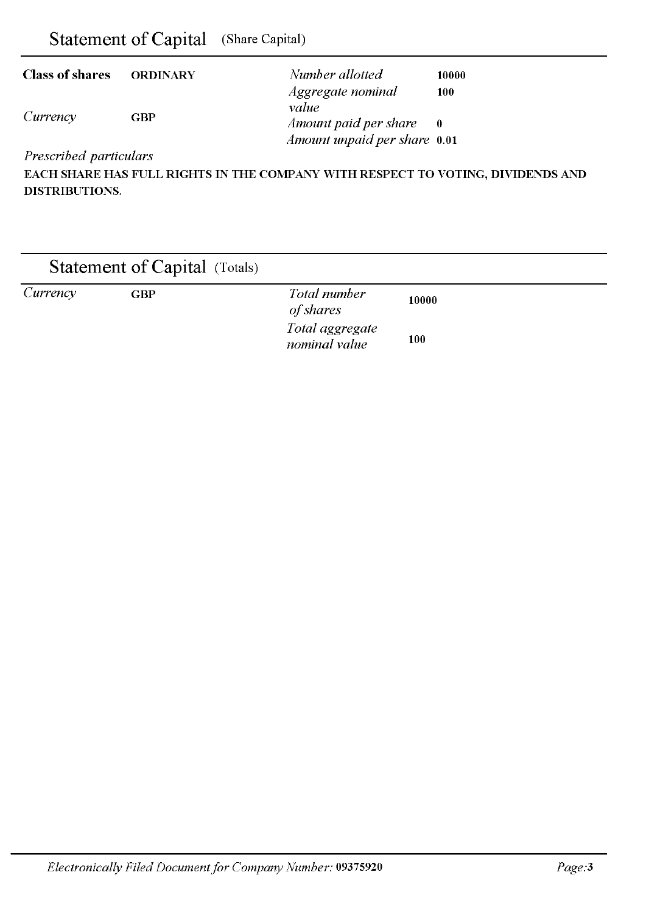## Statement of Capital (Share Capital)

| | | | |
|---|---|---|---|
| **Class of shares** | **ORDINARY** | *Number allotted* | **10000** |
| | | *Aggregate nominal value* | **100** |
| *Currency* | **GBP** | *Amount paid per share* | **0** |
| | | *Amount unpaid per share* | **0.01** |

*Prescribed particulars*

**EACH SHARE HAS FULL RIGHTS IN THE COMPANY WITH RESPECT TO VOTING, DIVIDENDS AND DISTRIBUTIONS.**

## Statement of Capital (Totals)

| | | | |
|---|---|---|---|
| *Currency* | **GBP** | *Total number of shares* | **10000** |
| | | *Total aggregate nominal value* | **100** |

*Electronically Filed Document for Company Number:* **09375920**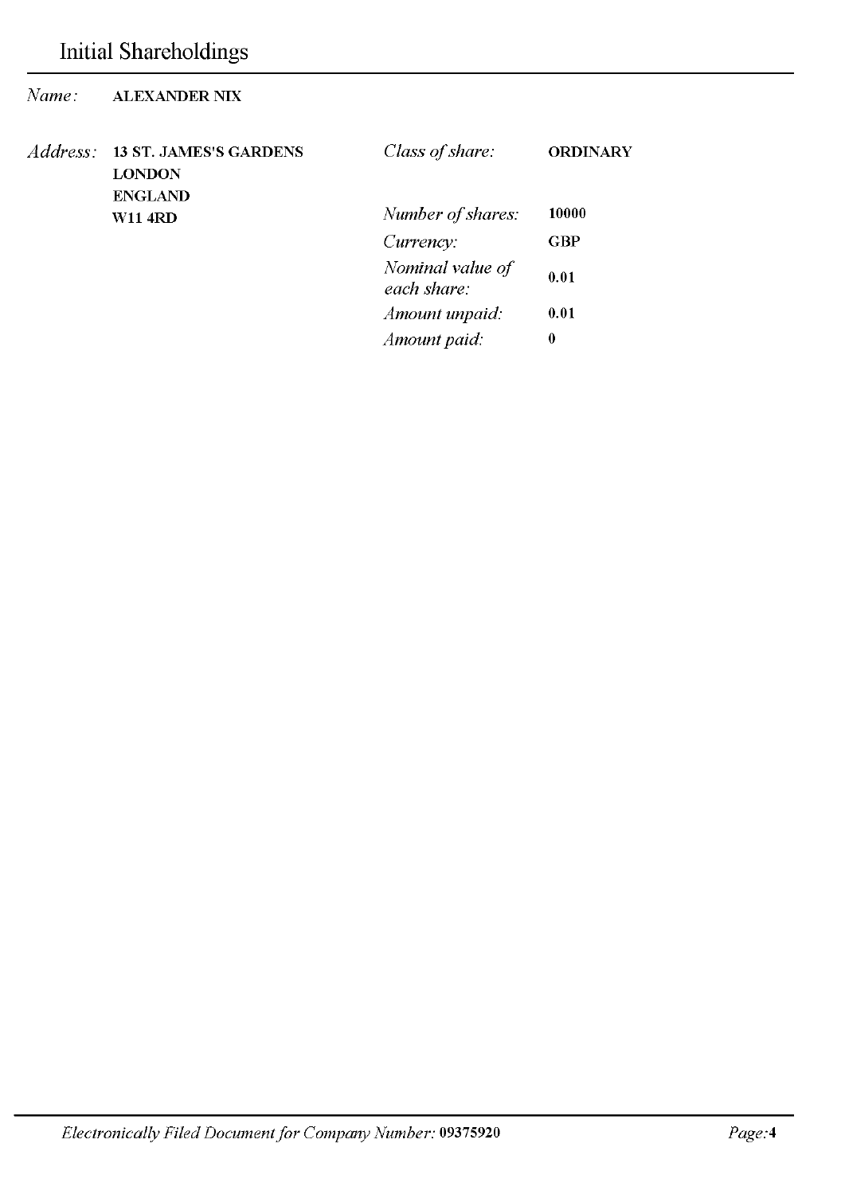# Initial Shareholdings

*Name:* **ALEXANDER NIX**

*Address:* **13 ST. JAMES'S GARDENS**
**LONDON**
**ENGLAND**
**W11 4RD**

| | |
|---|---|
| *Class of share:* | **ORDINARY** |
| *Number of shares:* | **10000** |
| *Currency:* | **GBP** |
| *Nominal value of each share:* | **0.01** |
| *Amount unpaid:* | **0.01** |
| *Amount paid:* | **0** |

*Electronically Filed Document for Company Number:* **09375920**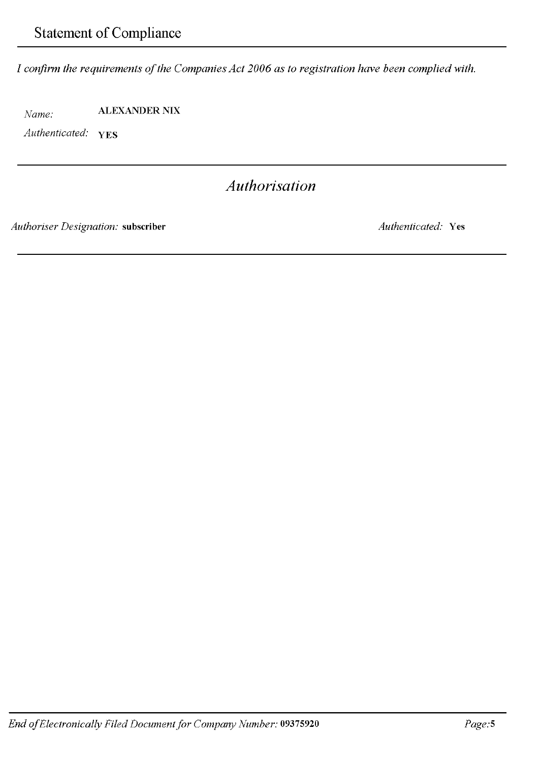## Statement of Compliance

*I confirm the requirements of the Companies Act 2006 as to registration have been complied with.*

*Name:* **ALEXANDER NIX**

*Authenticated:* **YES**

## *Authorisation*

*Authoriser Designation:* **subscriber** *Authenticated:* **Yes**

*End of Electronically Filed Document for Company Number:* **09375920**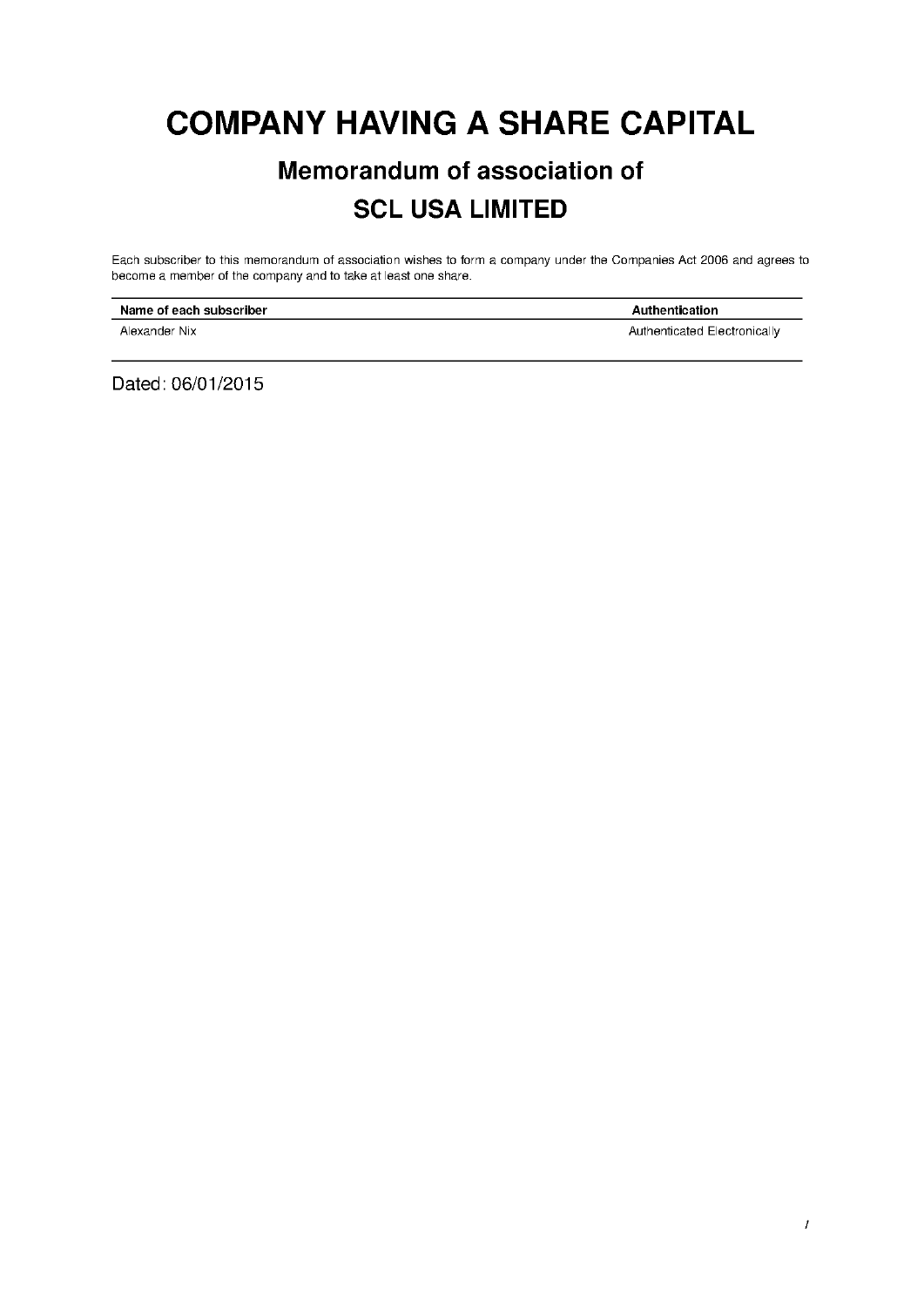# COMPANY HAVING A SHARE CAPITAL

## Memorandum of association of

## SCL USA LIMITED

Each subscriber to this memorandum of association wishes to form a company under the Companies Act 2006 and agrees to become a member of the company and to take at least one share.

| Name of each subscriber | Authentication |
| --- | --- |
| Alexander Nix | Authenticated Electronically |

Dated: 06/01/2015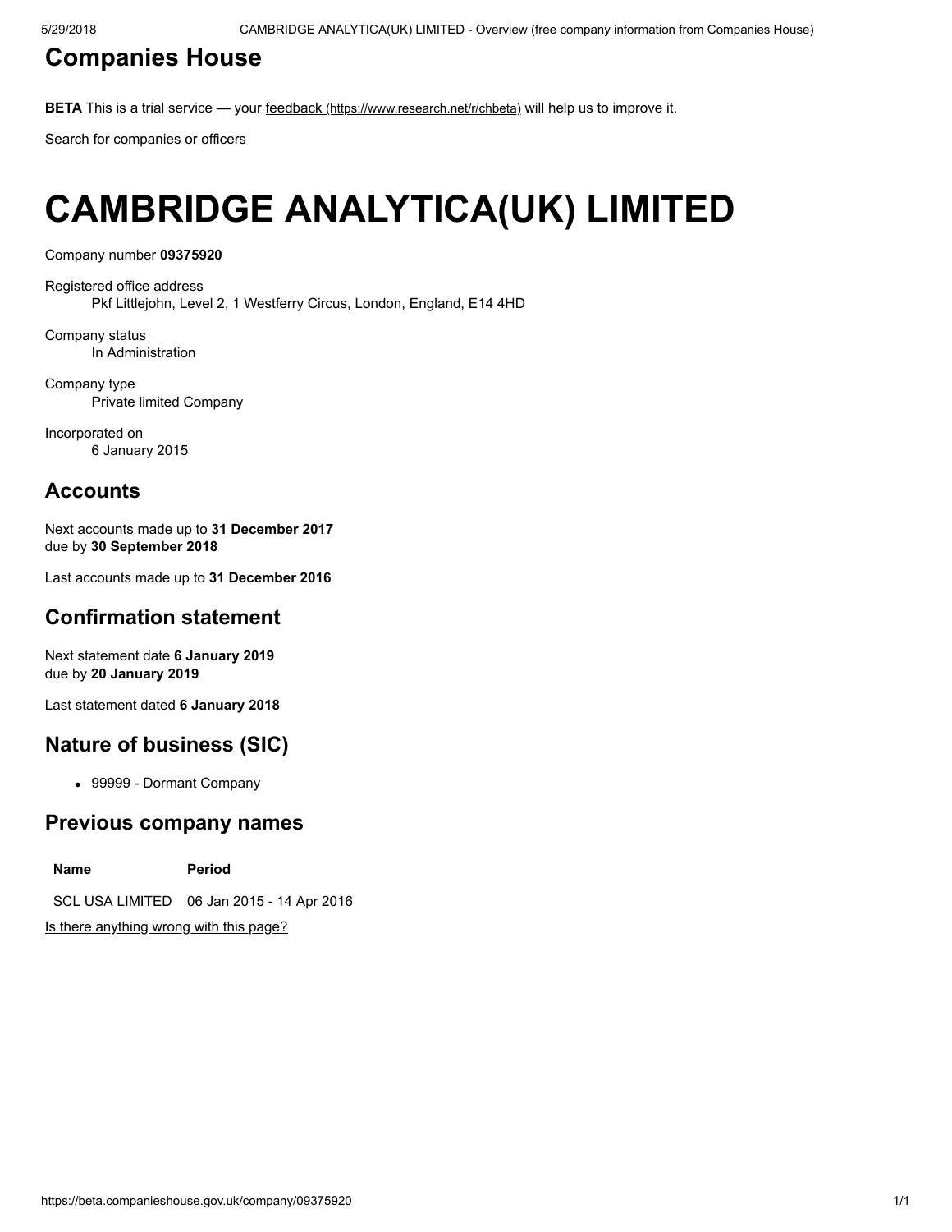## Companies House

**BETA** This is a trial service — your feedback (https://www.research.net/r/chbeta) will help us to improve it.

Search for companies or officers

# CAMBRIDGE ANALYTICA(UK) LIMITED

Company number **09375920**

Registered office address
Pkf Littlejohn, Level 2, 1 Westferry Circus, London, England, E14 4HD

Company status
In Administration

Company type
Private limited Company

Incorporated on
6 January 2015

## Accounts

Next accounts made up to **31 December 2017**
due by **30 September 2018**

Last accounts made up to **31 December 2016**

## Confirmation statement

Next statement date **6 January 2019**
due by **20 January 2019**

Last statement dated **6 January 2018**

## Nature of business (SIC)

- 99999 - Dormant Company

## Previous company names

| Name | Period |
|---|---|
| SCL USA LIMITED | 06 Jan 2015 - 14 Apr 2016 |

Is there anything wrong with this page?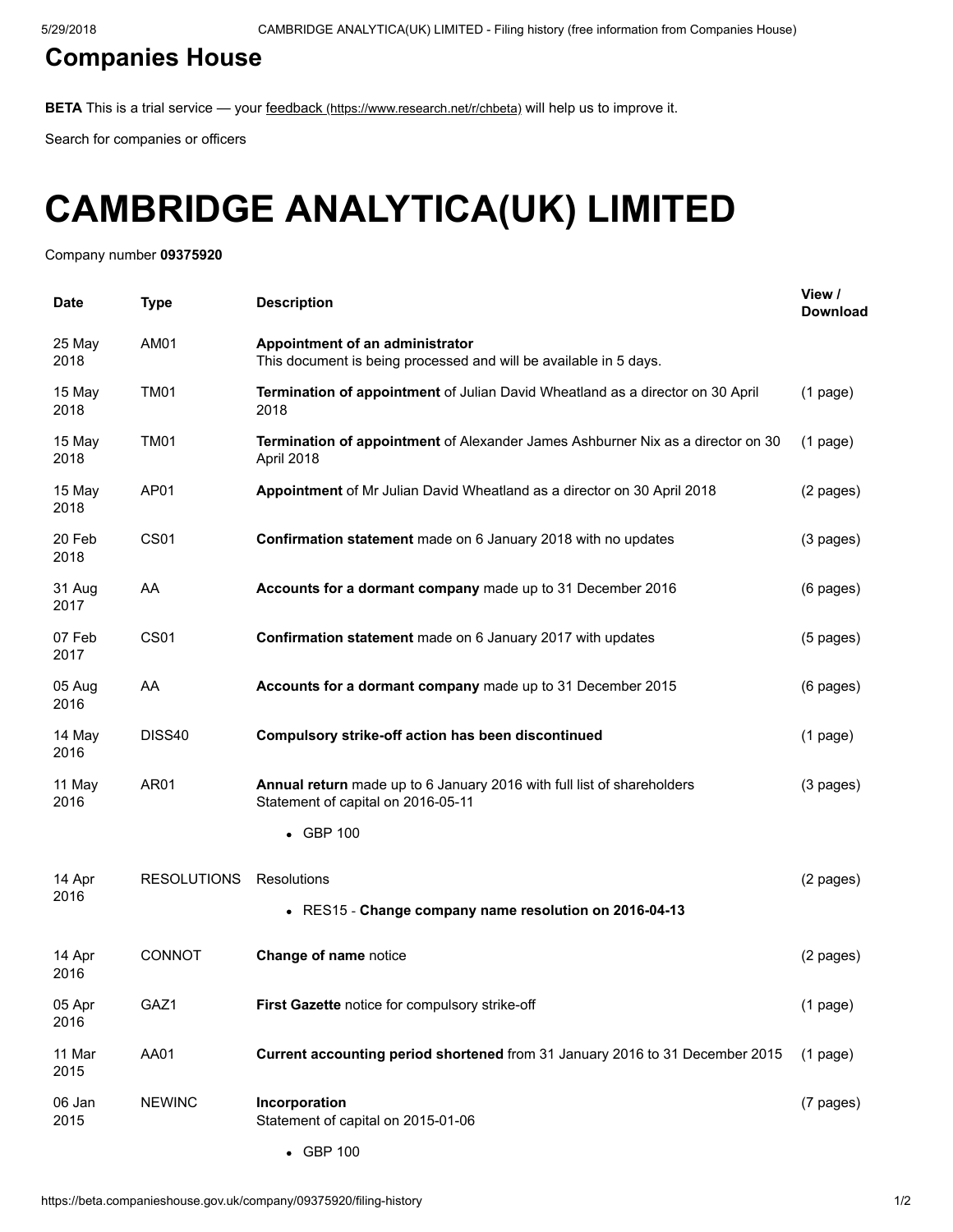## Companies House

**BETA** This is a trial service — your feedback (https://www.research.net/r/chbeta) will help us to improve it.

Search for companies or officers

# CAMBRIDGE ANALYTICA(UK) LIMITED

Company number **09375920**

| Date | Type | Description | View / Download |
|---|---|---|---|
| 25 May 2018 | AM01 | **Appointment of an administrator** This document is being processed and will be available in 5 days. | |
| 15 May 2018 | TM01 | **Termination of appointment** of Julian David Wheatland as a director on 30 April 2018 | (1 page) |
| 15 May 2018 | TM01 | **Termination of appointment** of Alexander James Ashburner Nix as a director on 30 April 2018 | (1 page) |
| 15 May 2018 | AP01 | **Appointment** of Mr Julian David Wheatland as a director on 30 April 2018 | (2 pages) |
| 20 Feb 2018 | CS01 | **Confirmation statement** made on 6 January 2018 with no updates | (3 pages) |
| 31 Aug 2017 | AA | **Accounts for a dormant company** made up to 31 December 2016 | (6 pages) |
| 07 Feb 2017 | CS01 | **Confirmation statement** made on 6 January 2017 with updates | (5 pages) |
| 05 Aug 2016 | AA | **Accounts for a dormant company** made up to 31 December 2015 | (6 pages) |
| 14 May 2016 | DISS40 | **Compulsory strike-off action has been discontinued** | (1 page) |
| 11 May 2016 | AR01 | **Annual return** made up to 6 January 2016 with full list of shareholders Statement of capital on 2016-05-11 • GBP 100 | (3 pages) |
| 14 Apr 2016 | RESOLUTIONS | Resolutions • RES15 - **Change company name resolution on 2016-04-13** | (2 pages) |
| 14 Apr 2016 | CONNOT | **Change of name** notice | (2 pages) |
| 05 Apr 2016 | GAZ1 | **First Gazette** notice for compulsory strike-off | (1 page) |
| 11 Mar 2015 | AA01 | **Current accounting period shortened** from 31 January 2016 to 31 December 2015 | (1 page) |
| 06 Jan 2015 | NEWINC | **Incorporation** Statement of capital on 2015-01-06 • GBP 100 | (7 pages) |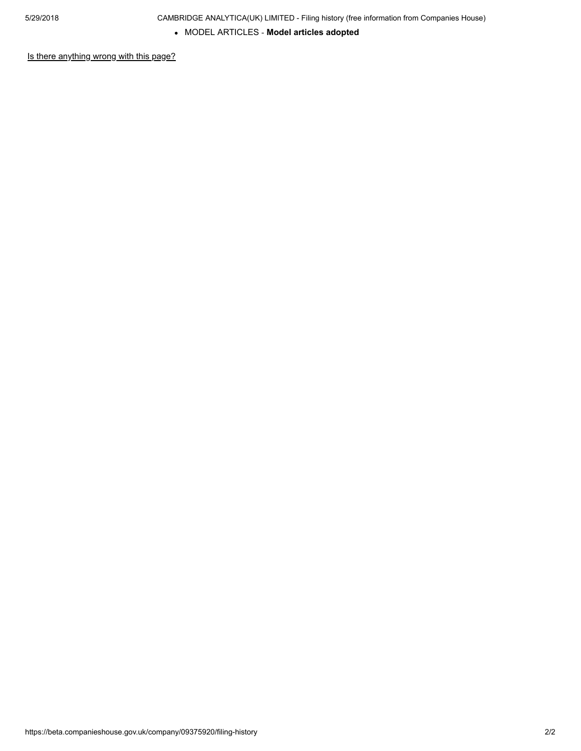- MODEL ARTICLES - **Model articles adopted**

Is there anything wrong with this page?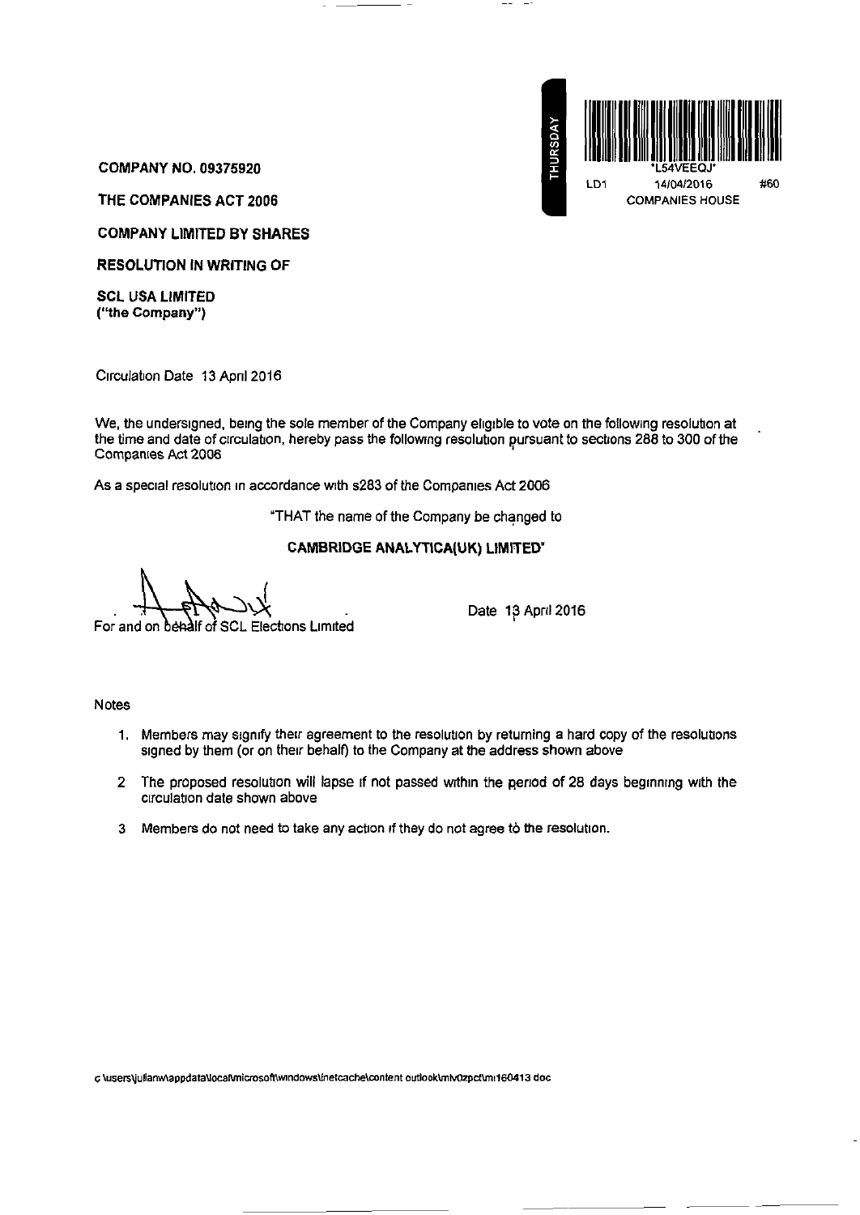THURSDAY

*L54VEEQJ*

LD1 14/04/2016 #60

COMPANIES HOUSE

**COMPANY NO. 09375920**

**THE COMPANIES ACT 2006**

**COMPANY LIMITED BY SHARES**

**RESOLUTION IN WRITING OF**

**SCL USA LIMITED**
**("the Company")**

Circulation Date 13 April 2016

We, the undersigned, being the sole member of the Company eligible to vote on the following resolution at the time and date of circulation, hereby pass the following resolution pursuant to sections 288 to 300 of the Companies Act 2006

As a special resolution in accordance with s283 of the Companies Act 2006

"THAT the name of the Company be changed to

**CAMBRIDGE ANALYTICA(UK) LIMITED"**

For and on behalf of SCL Elections Limited

Date 13 April 2016

Notes

1. Members may signify their agreement to the resolution by returning a hard copy of the resolutions signed by them (or on their behalf) to the Company at the address shown above
2. The proposed resolution will lapse if not passed within the period of 28 days beginning with the circulation date shown above
3. Members do not need to take any action if they do not agree to the resolution.

c \users\julianw\appdata\local\microsoft\windows\inetcache\content outlook\mlv0zpct\mi160413 doc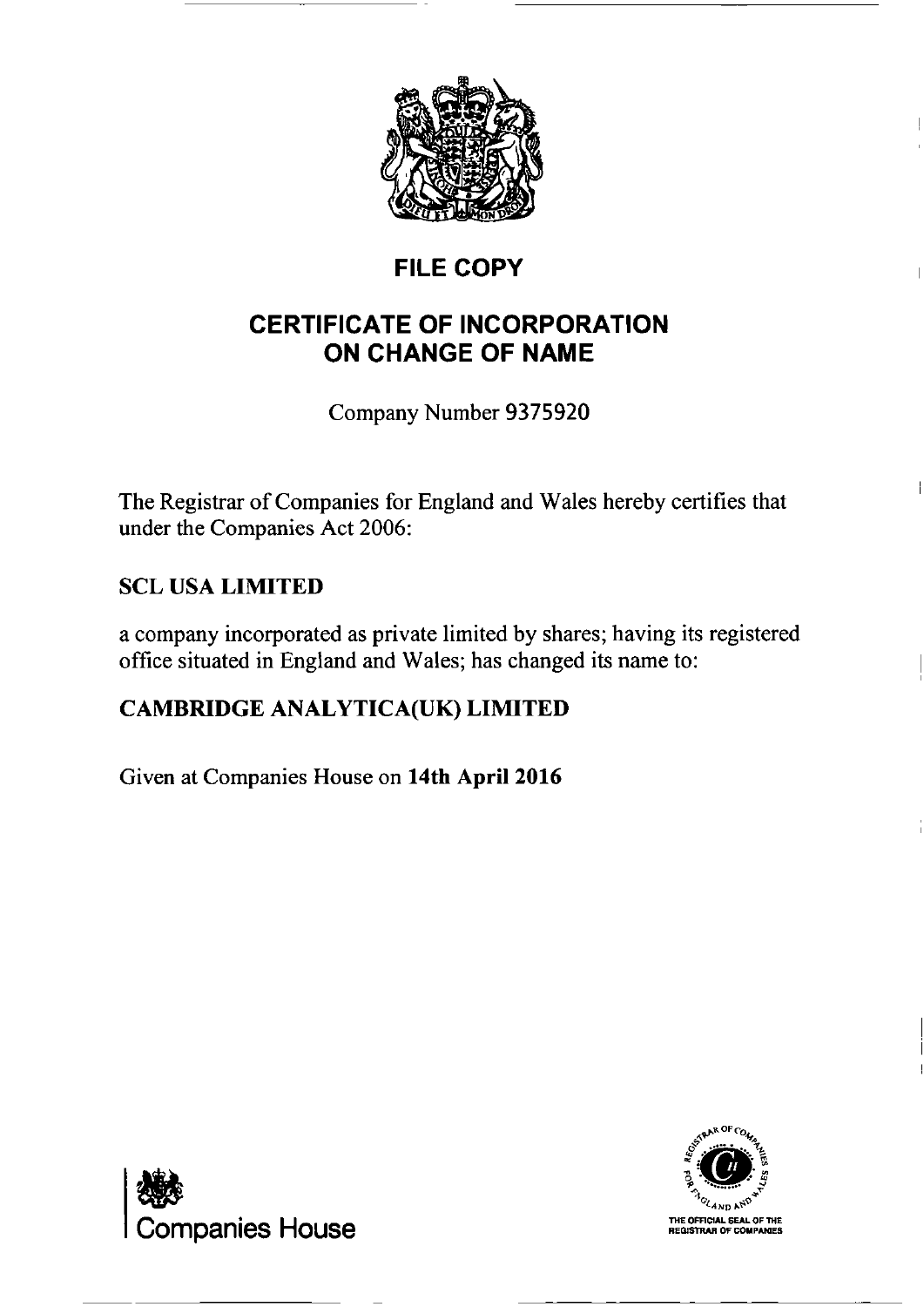# FILE COPY

## CERTIFICATE OF INCORPORATION ON CHANGE OF NAME

Company Number 9375920

The Registrar of Companies for England and Wales hereby certifies that under the Companies Act 2006:

**SCL USA LIMITED**

a company incorporated as private limited by shares; having its registered office situated in England and Wales; has changed its name to:

**CAMBRIDGE ANALYTICA(UK) LIMITED**

Given at Companies House on **14th April 2016**

Companies House

THE OFFICIAL SEAL OF THE REGISTRAR OF COMPANIES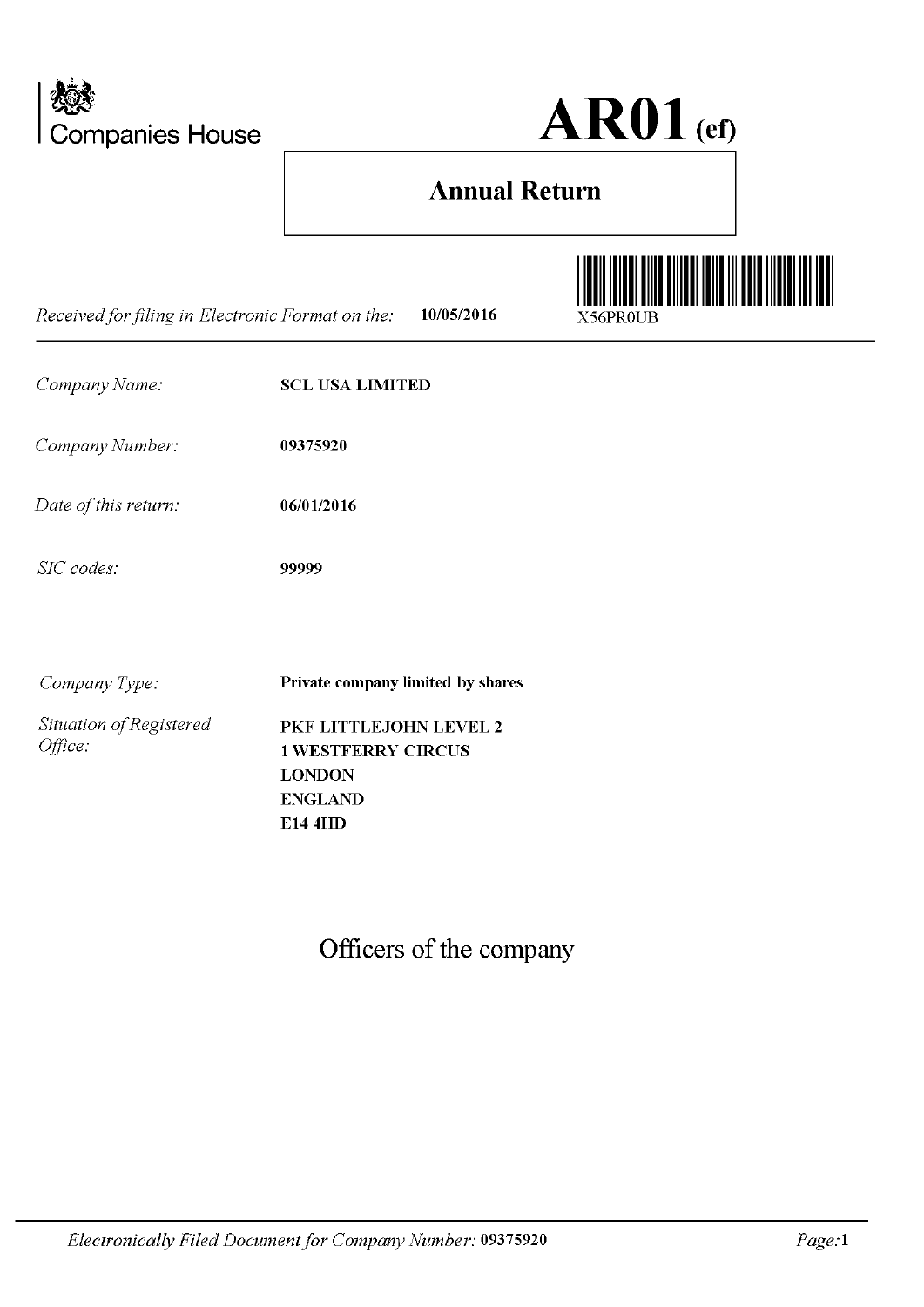Companies House

# AR01 (ef)

## Annual Return

*Received for filing in Electronic Format on the:* **10/05/2016** X56PR0UB

---

| | |
|---|---|
| *Company Name:* | **SCL USA LIMITED** |
| *Company Number:* | **09375920** |
| *Date of this return:* | **06/01/2016** |
| *SIC codes:* | **99999** |
| *Company Type:* | **Private company limited by shares** |
| *Situation of Registered Office:* | **PKF LITTLEJOHN LEVEL 2<br>1 WESTFERRY CIRCUS<br>LONDON<br>ENGLAND<br>E14 4HD** |

## Officers of the company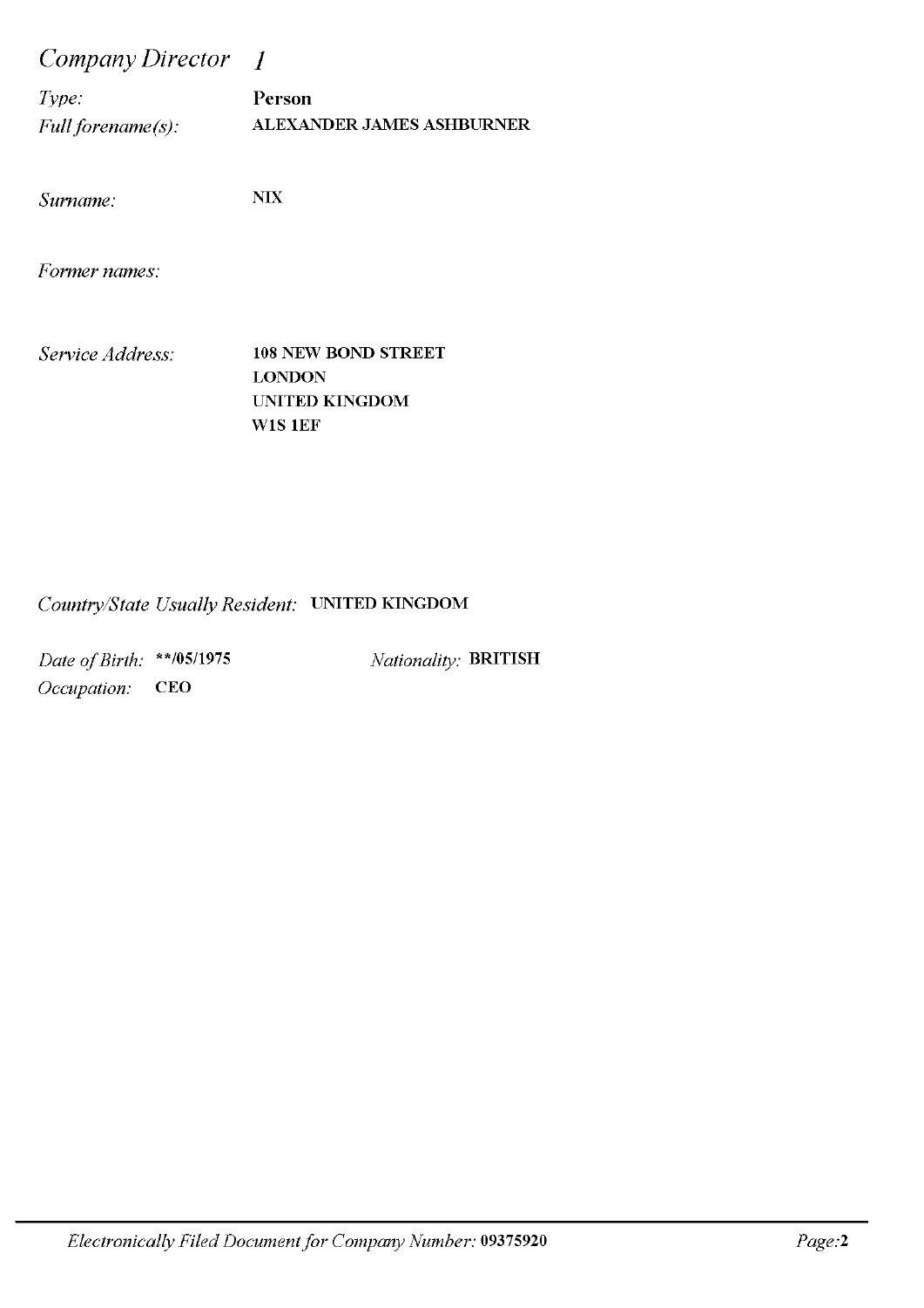## *Company Director 1*

*Type:* **Person**

*Full forename(s):* **ALEXANDER JAMES ASHBURNER**

*Surname:* **NIX**

*Former names:*

*Service Address:* **108 NEW BOND STREET**
**LONDON**
**UNITED KINGDOM**
**W1S 1EF**

*Country/State Usually Resident:* **UNITED KINGDOM**

*Date of Birth:* **\*\*/05/1975** *Nationality:* **BRITISH**

*Occupation:* **CEO**

*Electronically Filed Document for Company Number:* **09375920**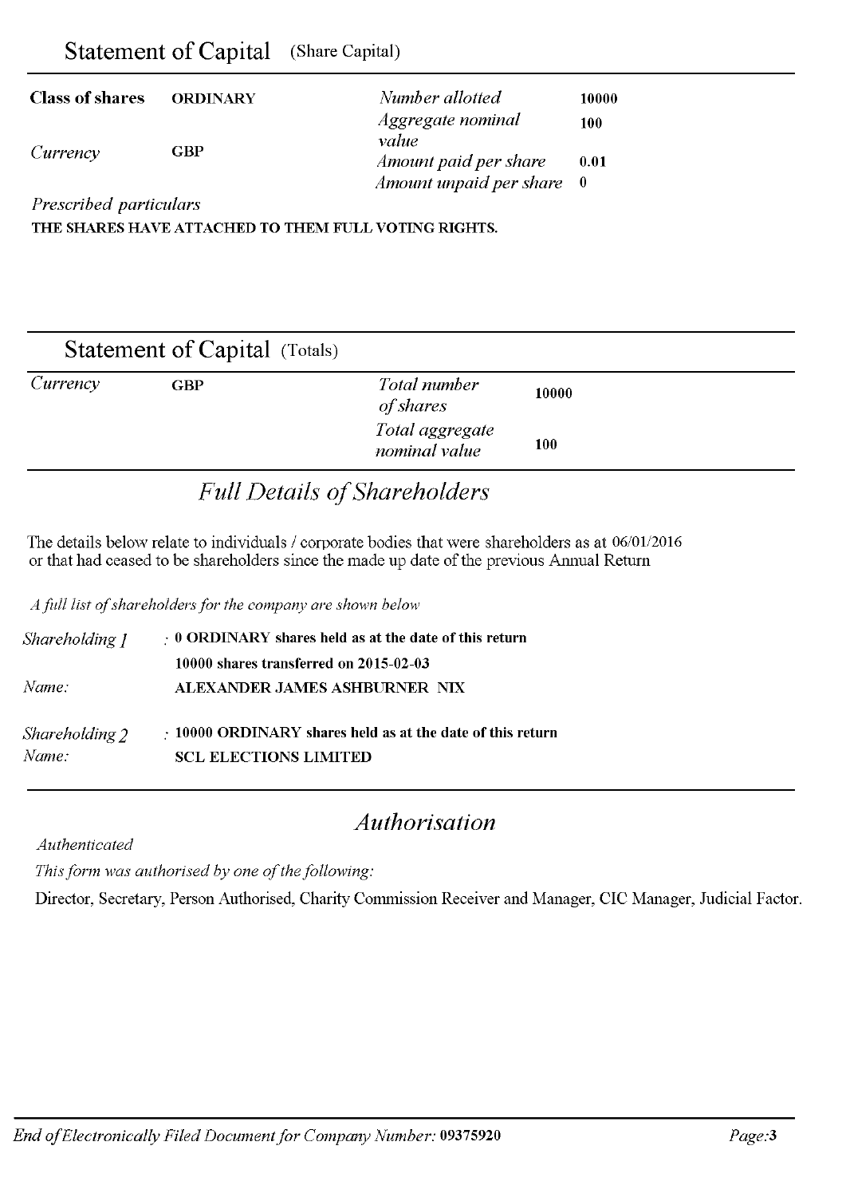## Statement of Capital (Share Capital)

| | | | |
|---|---|---|---|
| **Class of shares** | **ORDINARY** | *Number allotted* | **10000** |
| | | *Aggregate nominal value* | **100** |
| *Currency* | **GBP** | *Amount paid per share* | **0.01** |
| | | *Amount unpaid per share* | **0** |

*Prescribed particulars*

**THE SHARES HAVE ATTACHED TO THEM FULL VOTING RIGHTS.**

## Statement of Capital (Totals)

| | | | |
|---|---|---|---|
| *Currency* | **GBP** | *Total number of shares* | **10000** |
| | | *Total aggregate nominal value* | **100** |

## *Full Details of Shareholders*

The details below relate to individuals / corporate bodies that were shareholders as at 06/01/2016 or that had ceased to be shareholders since the made up date of the previous Annual Return

*A full list of shareholders for the company are shown below*

*Shareholding 1* : **0 ORDINARY shares held as at the date of this return**
**10000 shares transferred on 2015-02-03**
*Name:* **ALEXANDER JAMES ASHBURNER NIX**

*Shareholding 2* : **10000 ORDINARY shares held as at the date of this return**
*Name:* **SCL ELECTIONS LIMITED**

## *Authorisation*

*Authenticated*

*This form was authorised by one of the following:*

Director, Secretary, Person Authorised, Charity Commission Receiver and Manager, CIC Manager, Judicial Factor.

*End of Electronically Filed Document for Company Number:* **09375920**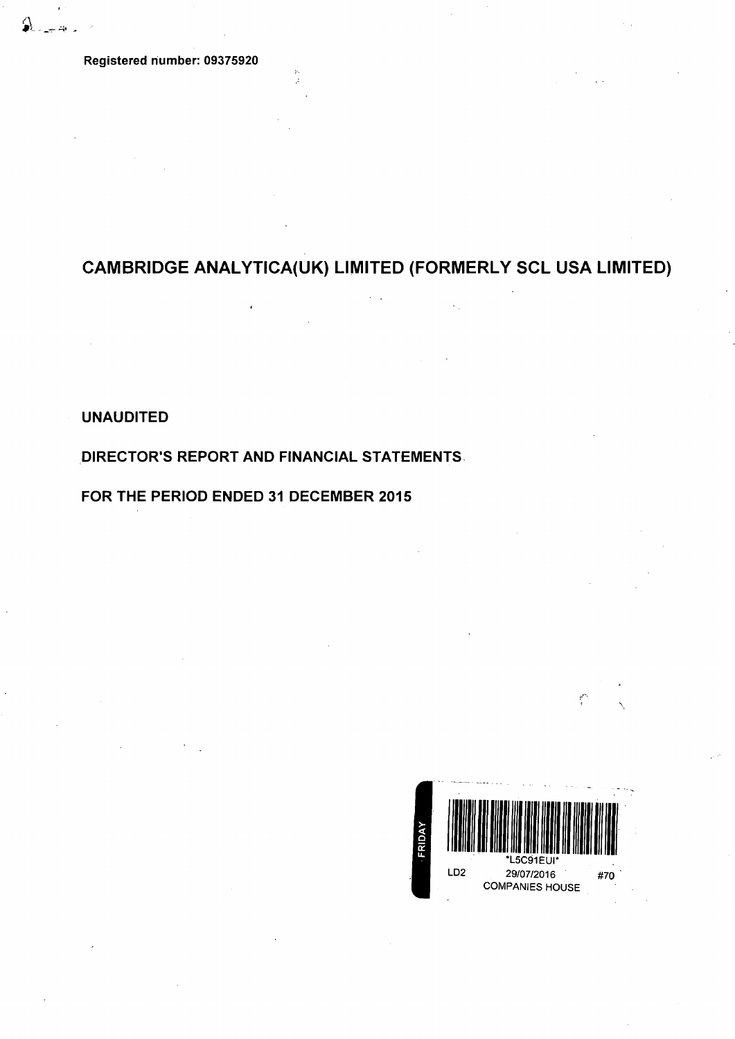Registered number: 09375920

# CAMBRIDGE ANALYTICA(UK) LIMITED (FORMERLY SCL USA LIMITED)

**UNAUDITED**

**DIRECTOR'S REPORT AND FINANCIAL STATEMENTS**

**FOR THE PERIOD ENDED 31 DECEMBER 2015**

FRIDAY

*L5C91EUI*

LD2 29/07/2016 #70

COMPANIES HOUSE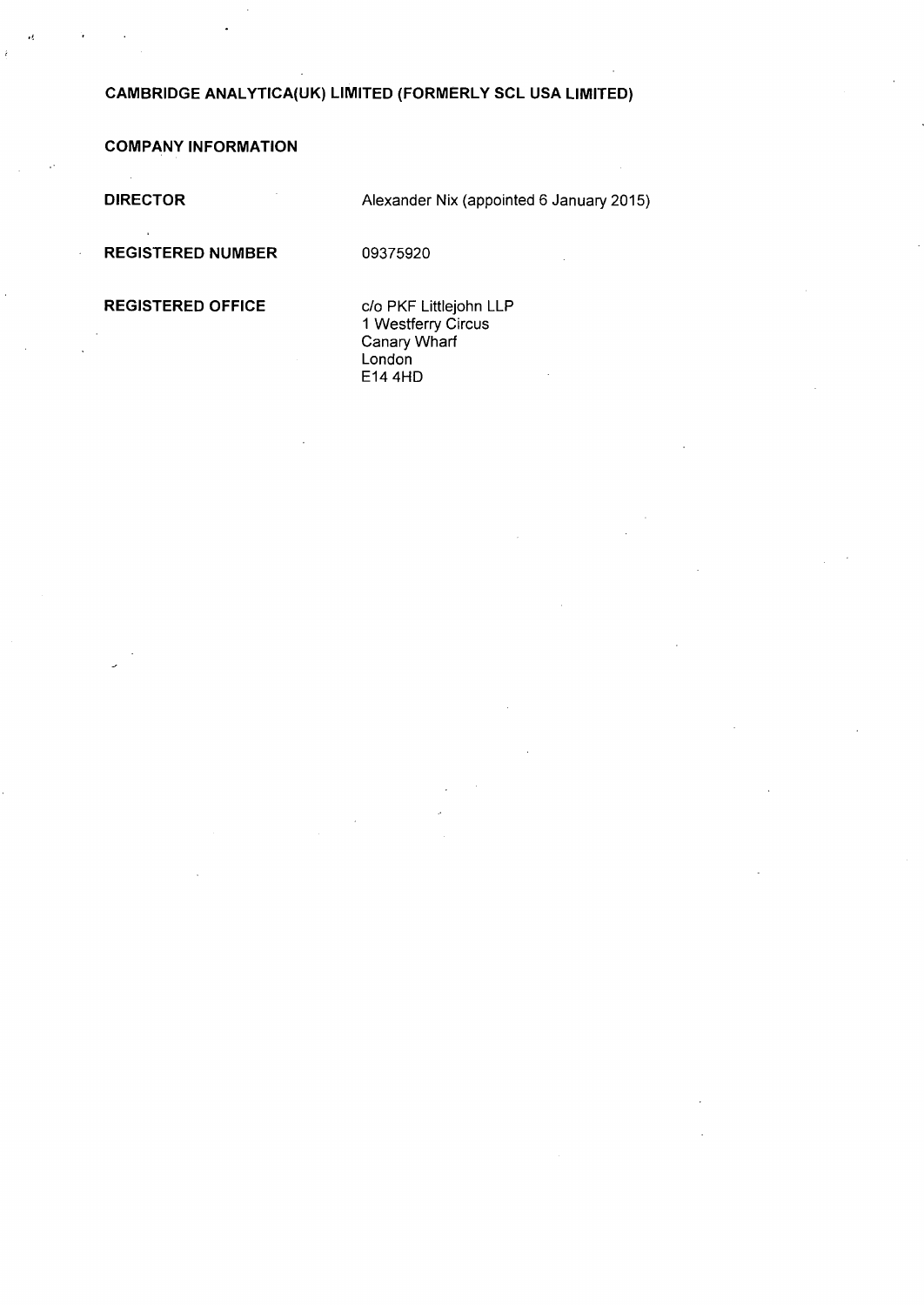# CAMBRIDGE ANALYTICA(UK) LIMITED (FORMERLY SCL USA LIMITED)

## COMPANY INFORMATION

| | |
|---|---|
| **DIRECTOR** | Alexander Nix (appointed 6 January 2015) |
| **REGISTERED NUMBER** | 09375920 |
| **REGISTERED OFFICE** | c/o PKF Littlejohn LLP<br>1 Westferry Circus<br>Canary Wharf<br>London<br>E14 4HD |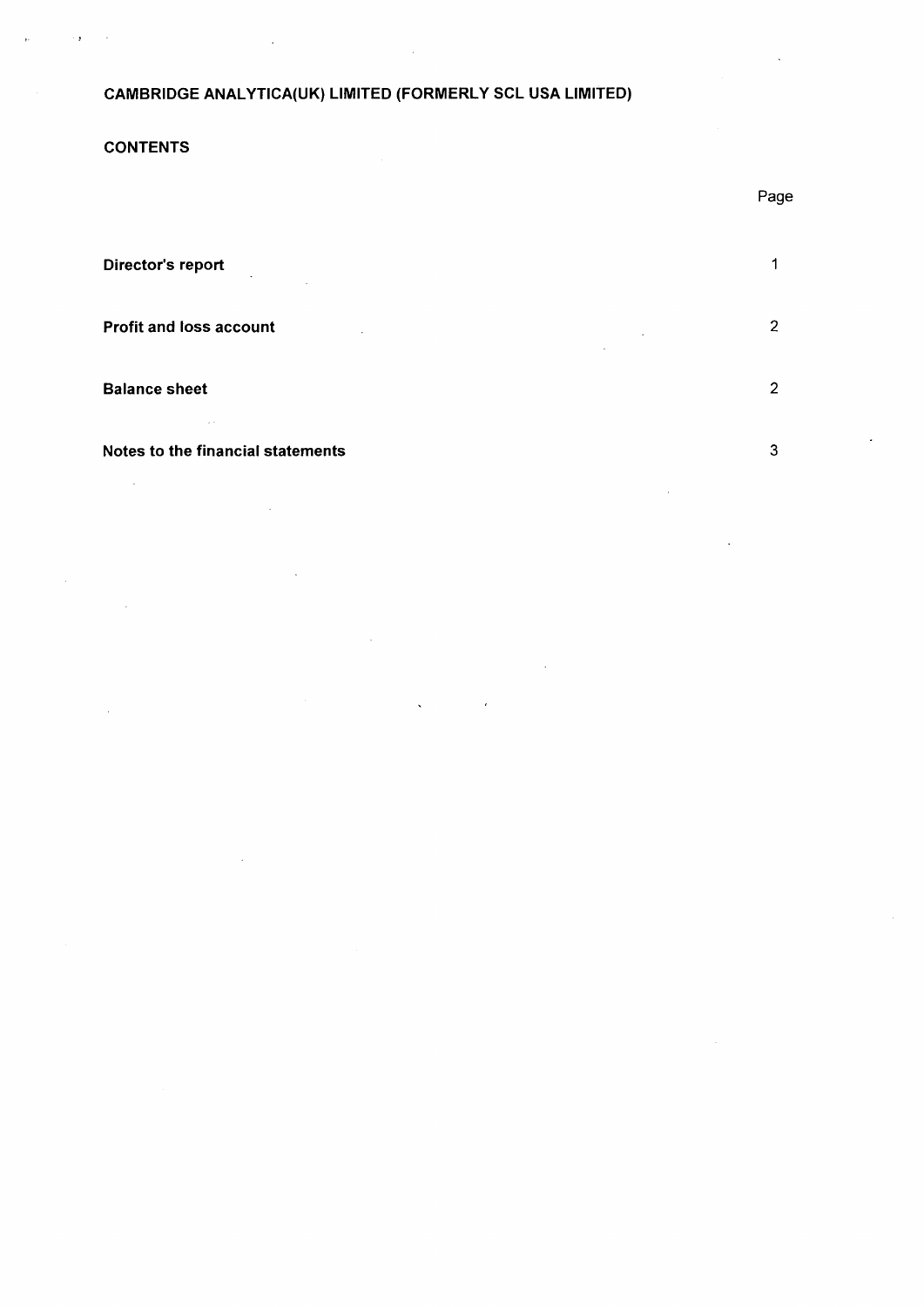# CAMBRIDGE ANALYTICA(UK) LIMITED (FORMERLY SCL USA LIMITED)

## CONTENTS

| | Page |
|---|---|
| **Director's report** | 1 |
| **Profit and loss account** | 2 |
| **Balance sheet** | 2 |
| **Notes to the financial statements** | 3 |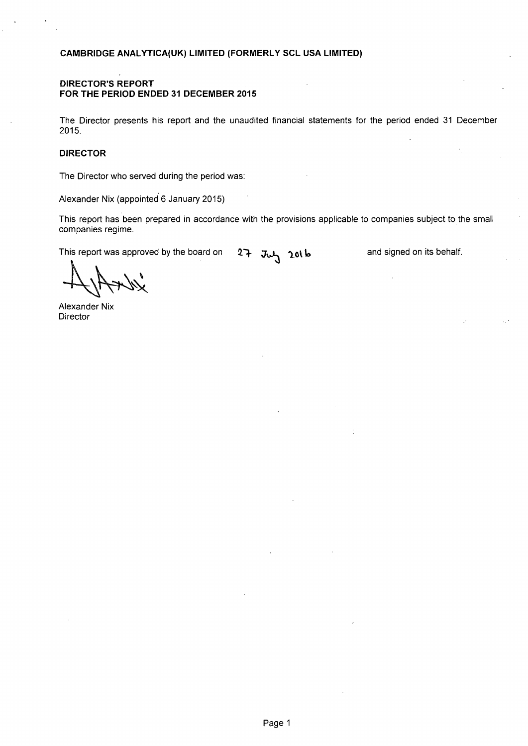**CAMBRIDGE ANALYTICA(UK) LIMITED (FORMERLY SCL USA LIMITED)**

## DIRECTOR'S REPORT
## FOR THE PERIOD ENDED 31 DECEMBER 2015

The Director presents his report and the unaudited financial statements for the period ended 31 December 2015.

### DIRECTOR

The Director who served during the period was:

Alexander Nix (appointed 6 January 2015)

This report has been prepared in accordance with the provisions applicable to companies subject to the small companies regime.

This report was approved by the board on 27 July 2016 and signed on its behalf.

Alexander Nix
Director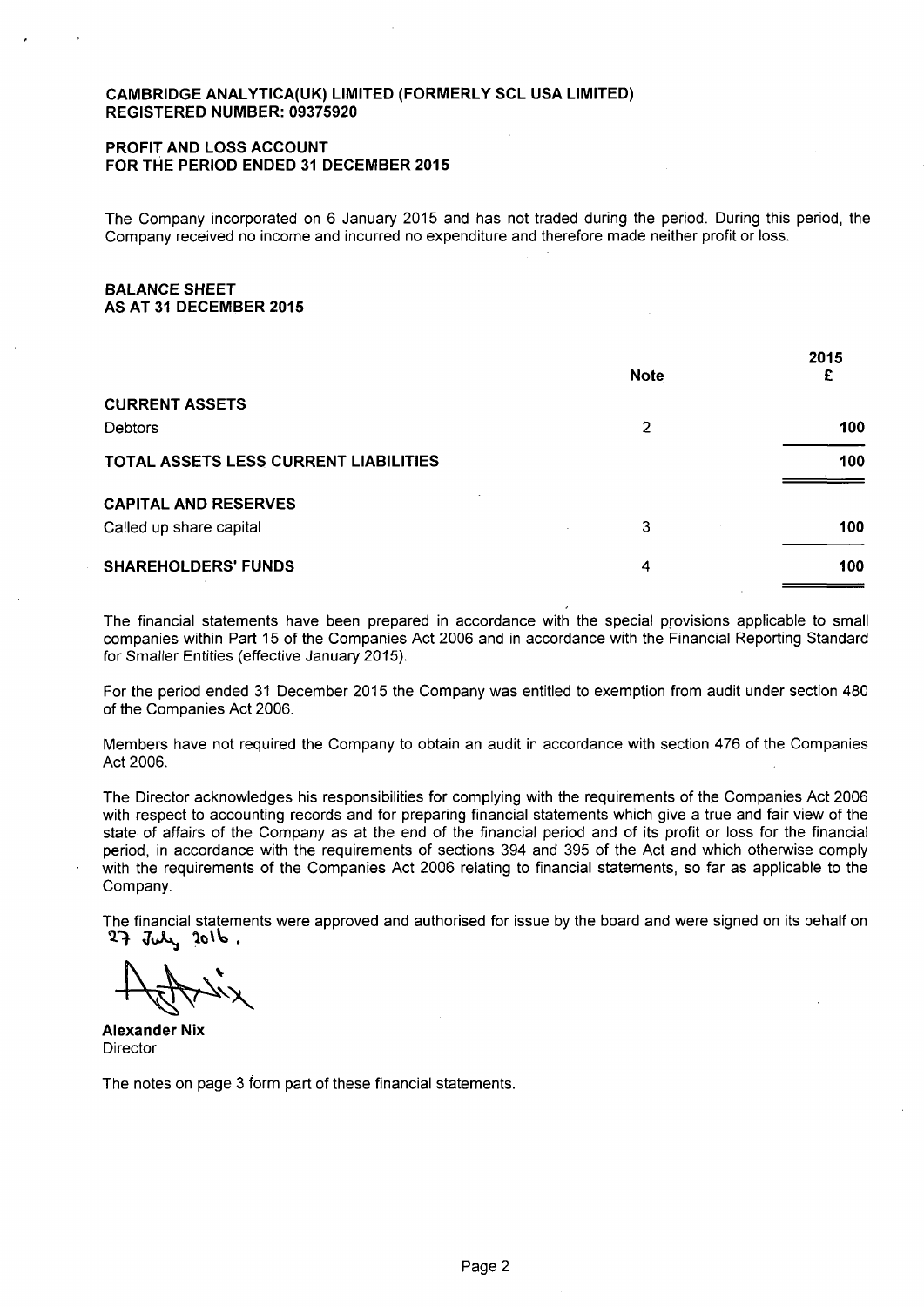**CAMBRIDGE ANALYTICA(UK) LIMITED (FORMERLY SCL USA LIMITED)**
**REGISTERED NUMBER: 09375920**

## PROFIT AND LOSS ACCOUNT
## FOR THE PERIOD ENDED 31 DECEMBER 2015

The Company incorporated on 6 January 2015 and has not traded during the period. During this period, the Company received no income and incurred no expenditure and therefore made neither profit or loss.

## BALANCE SHEET
## AS AT 31 DECEMBER 2015

| | Note | 2015 £ |
|---|---|---|
| **CURRENT ASSETS** | | |
| Debtors | 2 | **100** |
| **TOTAL ASSETS LESS CURRENT LIABILITIES** | | **100** |
| **CAPITAL AND RESERVES** | | |
| Called up share capital | 3 | **100** |
| **SHAREHOLDERS' FUNDS** | 4 | **100** |

The financial statements have been prepared in accordance with the special provisions applicable to small companies within Part 15 of the Companies Act 2006 and in accordance with the Financial Reporting Standard for Smaller Entities (effective January 2015).

For the period ended 31 December 2015 the Company was entitled to exemption from audit under section 480 of the Companies Act 2006.

Members have not required the Company to obtain an audit in accordance with section 476 of the Companies Act 2006.

The Director acknowledges his responsibilities for complying with the requirements of the Companies Act 2006 with respect to accounting records and for preparing financial statements which give a true and fair view of the state of affairs of the Company as at the end of the financial period and of its profit or loss for the financial period, in accordance with the requirements of sections 394 and 395 of the Act and which otherwise comply with the requirements of the Companies Act 2006 relating to financial statements, so far as applicable to the Company.

The financial statements were approved and authorised for issue by the board and were signed on its behalf on 27 July 2016.

**Alexander Nix**
Director

The notes on page 3 form part of these financial statements.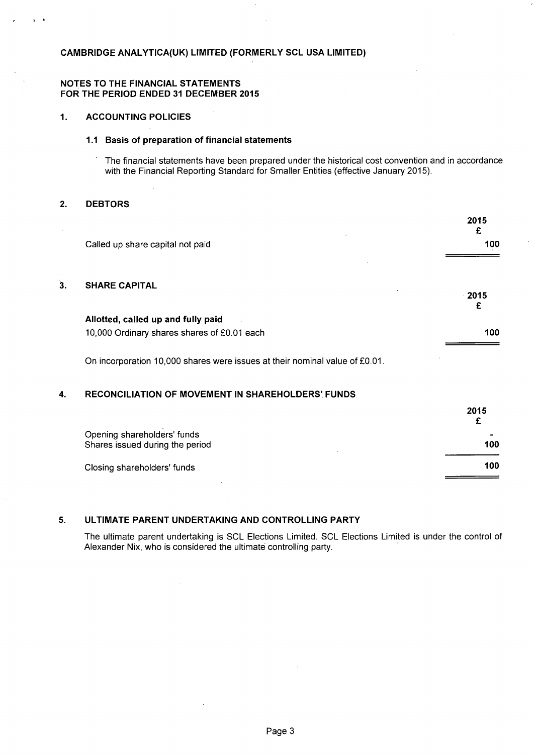# CAMBRIDGE ANALYTICA(UK) LIMITED (FORMERLY SCL USA LIMITED)

## NOTES TO THE FINANCIAL STATEMENTS
## FOR THE PERIOD ENDED 31 DECEMBER 2015

### 1. ACCOUNTING POLICIES

#### 1.1 Basis of preparation of financial statements

The financial statements have been prepared under the historical cost convention and in accordance with the Financial Reporting Standard for Smaller Entities (effective January 2015).

### 2. DEBTORS

| | 2015 £ |
|---|---|
| Called up share capital not paid | 100 |

### 3. SHARE CAPITAL

| | 2015 £ |
|---|---|
| **Allotted, called up and fully paid** | |
| 10,000 Ordinary shares shares of £0.01 each | 100 |

On incorporation 10,000 shares were issues at their nominal value of £0.01.

### 4. RECONCILIATION OF MOVEMENT IN SHAREHOLDERS' FUNDS

| | 2015 £ |
|---|---|
| Opening shareholders' funds | - |
| Shares issued during the period | 100 |
| Closing shareholders' funds | 100 |

### 5. ULTIMATE PARENT UNDERTAKING AND CONTROLLING PARTY

The ultimate parent undertaking is SCL Elections Limited. SCL Elections Limited is under the control of Alexander Nix, who is considered the ultimate controlling party.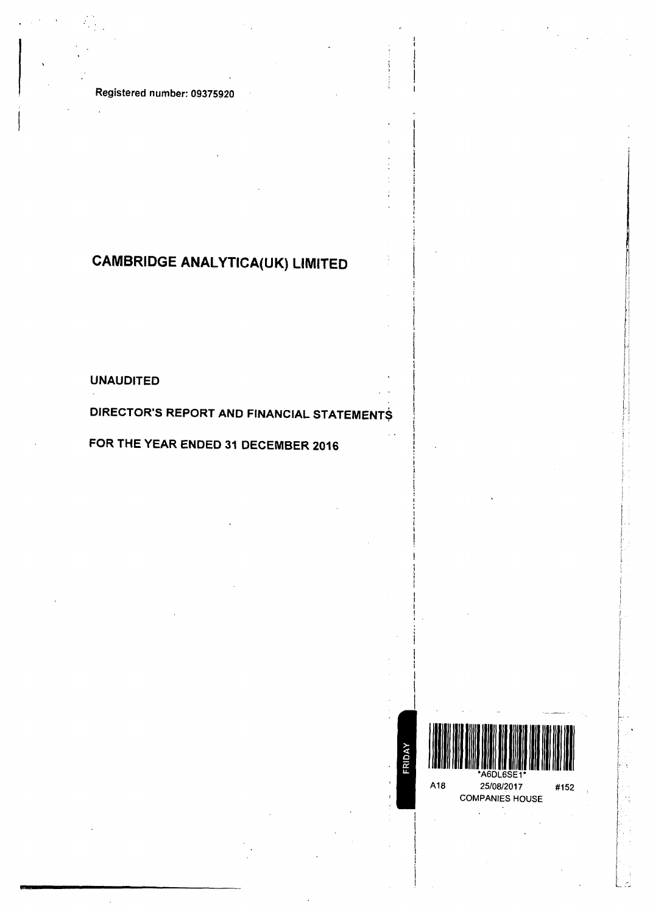Registered number: 09375920

# CAMBRIDGE ANALYTICA(UK) LIMITED

UNAUDITED

DIRECTOR'S REPORT AND FINANCIAL STATEMENTS

FOR THE YEAR ENDED 31 DECEMBER 2016

FRIDAY

*A6DL6SE1*

A18 25/08/2017 #152

COMPANIES HOUSE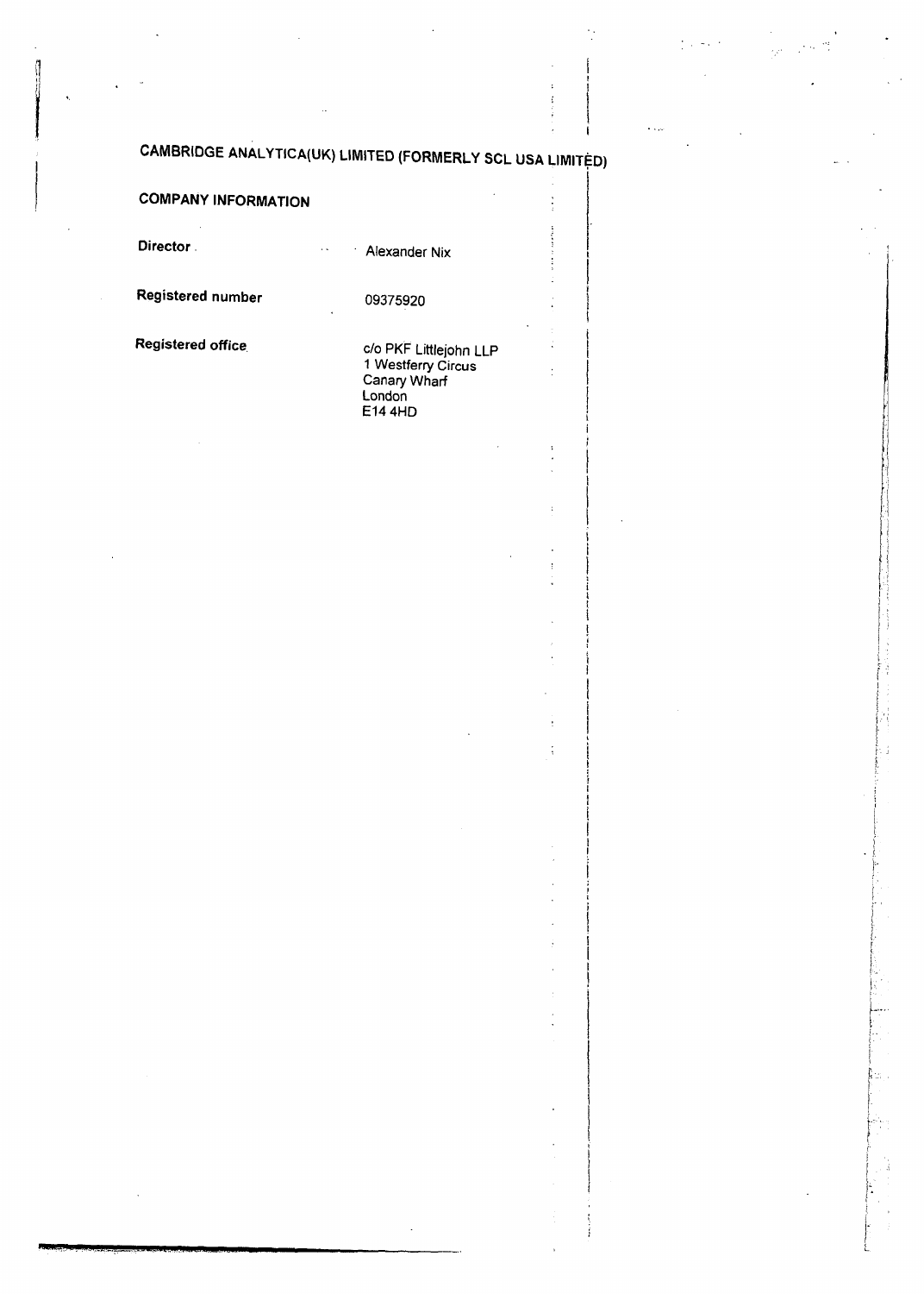# CAMBRIDGE ANALYTICA(UK) LIMITED (FORMERLY SCL USA LIMITED)

## COMPANY INFORMATION

| | |
|---|---|
| **Director** | Alexander Nix |
| **Registered number** | 09375920 |
| **Registered office** | c/o PKF Littlejohn LLP<br>1 Westferry Circus<br>Canary Wharf<br>London<br>E14 4HD |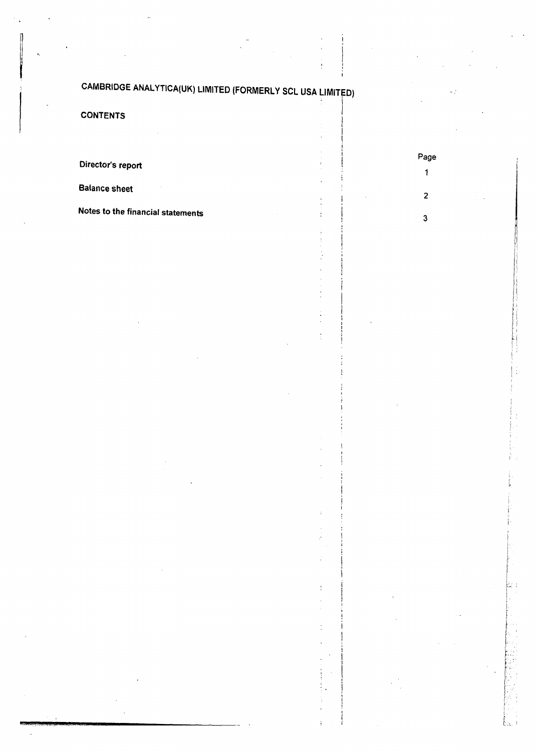# CAMBRIDGE ANALYTICA(UK) LIMITED (FORMERLY SCL USA LIMITED)

## CONTENTS

| | Page |
|---|---|
| Director's report | 1 |
| Balance sheet | 2 |
| Notes to the financial statements | 3 |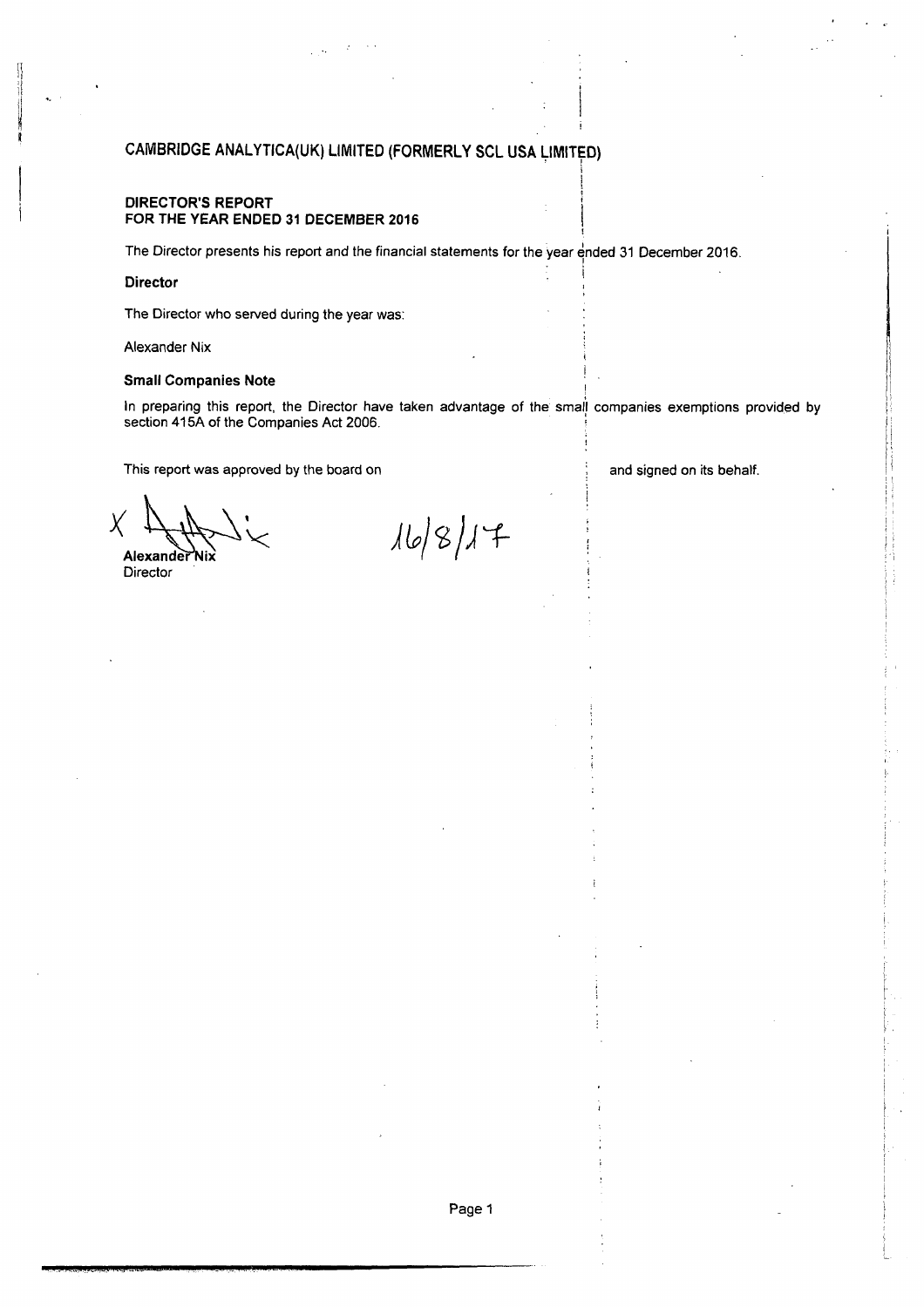# CAMBRIDGE ANALYTICA(UK) LIMITED (FORMERLY SCL USA LIMITED)

## DIRECTOR'S REPORT
## FOR THE YEAR ENDED 31 DECEMBER 2016

The Director presents his report and the financial statements for the year ended 31 December 2016.

**Director**

The Director who served during the year was:

Alexander Nix

**Small Companies Note**

In preparing this report, the Director have taken advantage of the small companies exemptions provided by section 415A of the Companies Act 2006.

This report was approved by the board on 16/8/17 and signed on its behalf.

**Alexander Nix**
Director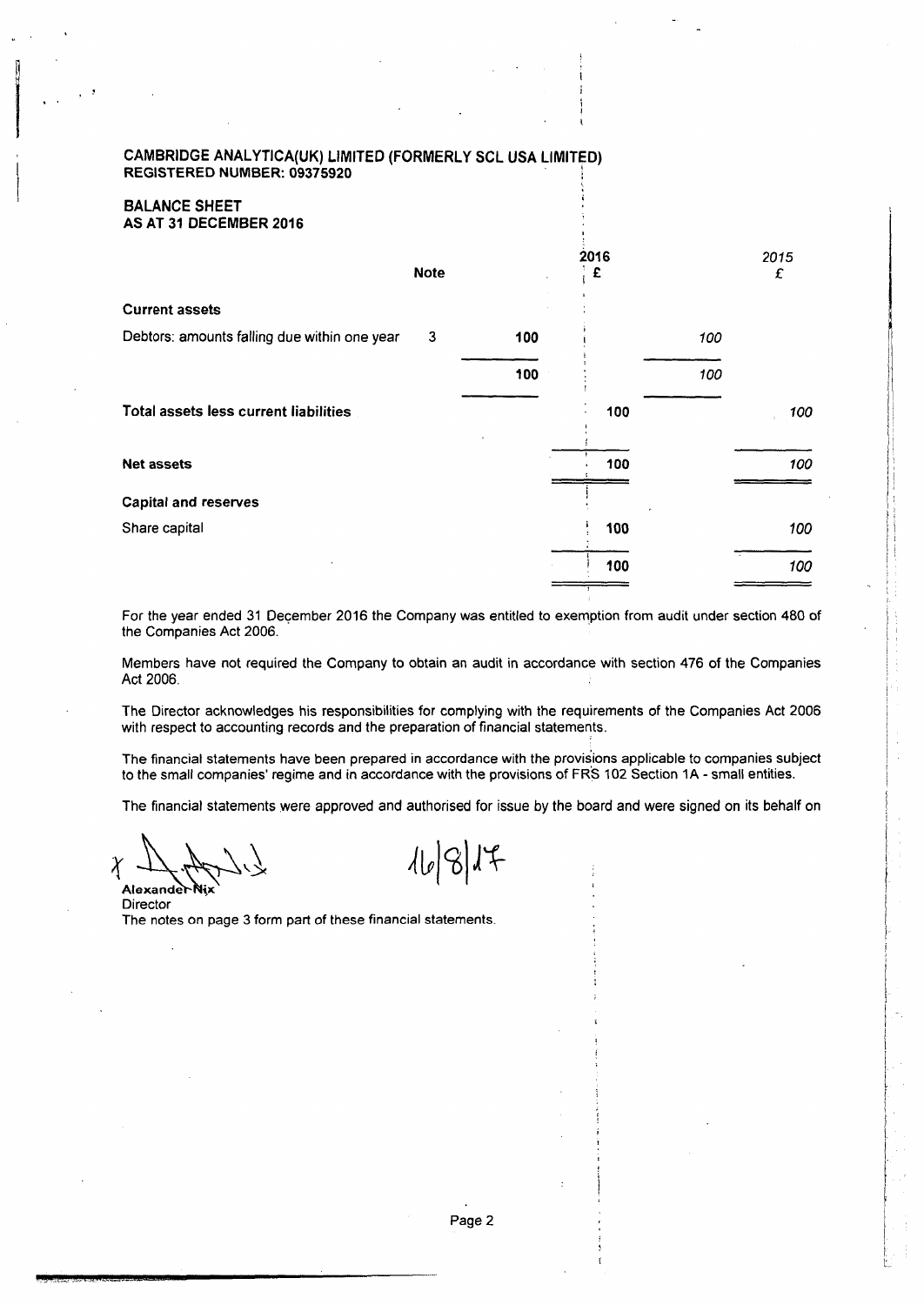**CAMBRIDGE ANALYTICA(UK) LIMITED (FORMERLY SCL USA LIMITED)**
**REGISTERED NUMBER: 09375920**

## BALANCE SHEET
## AS AT 31 DECEMBER 2016

| | Note | | 2016 £ | | 2015 £ |
|---|---|---|---|---|---|
| **Current assets** | | | | | |
| Debtors: amounts falling due within one year | 3 | 100 | | 100 | |
| | | 100 | | 100 | |
| **Total assets less current liabilities** | | | 100 | | 100 |
| **Net assets** | | | 100 | | 100 |
| **Capital and reserves** | | | | | |
| Share capital | | | 100 | | 100 |
| | | | 100 | | 100 |

For the year ended 31 December 2016 the Company was entitled to exemption from audit under section 480 of the Companies Act 2006.

Members have not required the Company to obtain an audit in accordance with section 476 of the Companies Act 2006.

The Director acknowledges his responsibilities for complying with the requirements of the Companies Act 2006 with respect to accounting records and the preparation of financial statements.

The financial statements have been prepared in accordance with the provisions applicable to companies subject to the small companies' regime and in accordance with the provisions of FRS 102 Section 1A - small entities.

The financial statements were approved and authorised for issue by the board and were signed on its behalf on 16/8/17

Alexander Nix
Director

The notes on page 3 form part of these financial statements.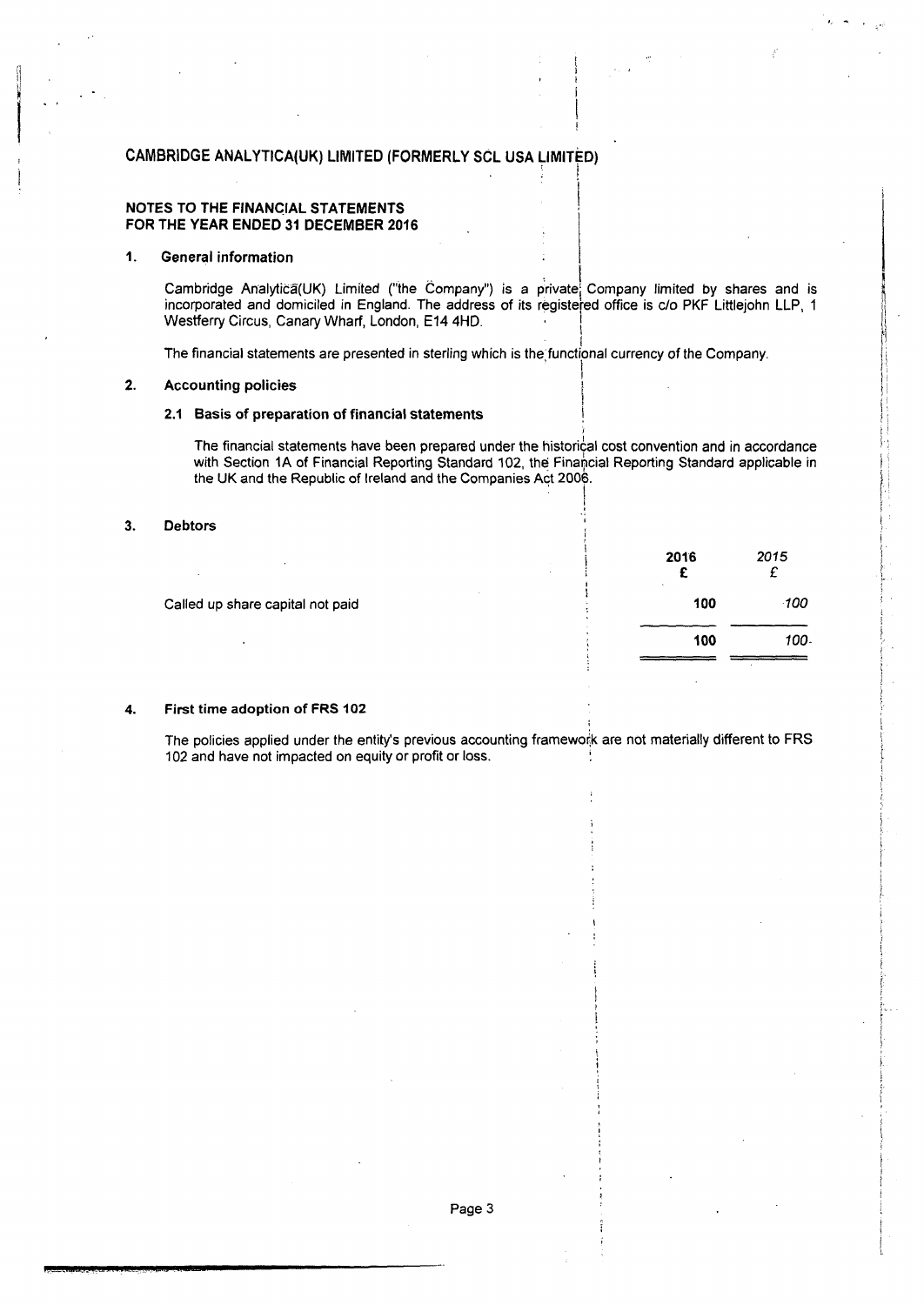## CAMBRIDGE ANALYTICA(UK) LIMITED (FORMERLY SCL USA LIMITED)

### NOTES TO THE FINANCIAL STATEMENTS FOR THE YEAR ENDED 31 DECEMBER 2016

**1. General information**

Cambridge Analytica(UK) Limited ("the Company") is a private Company limited by shares and is incorporated and domiciled in England. The address of its registered office is c/o PKF Littlejohn LLP, 1 Westferry Circus, Canary Wharf, London, E14 4HD.

The financial statements are presented in sterling which is the functional currency of the Company.

**2. Accounting policies**

**2.1 Basis of preparation of financial statements**

The financial statements have been prepared under the historical cost convention and in accordance with Section 1A of Financial Reporting Standard 102, the Financial Reporting Standard applicable in the UK and the Republic of Ireland and the Companies Act 2006.

**3. Debtors**

| | **2016** | *2015* |
|---|---|---|
| | **£** | *£* |
| Called up share capital not paid | **100** | *100* |
| | **100** | *100* |

**4. First time adoption of FRS 102**

The policies applied under the entity's previous accounting framework are not materially different to FRS 102 and have not impacted on equity or profit or loss.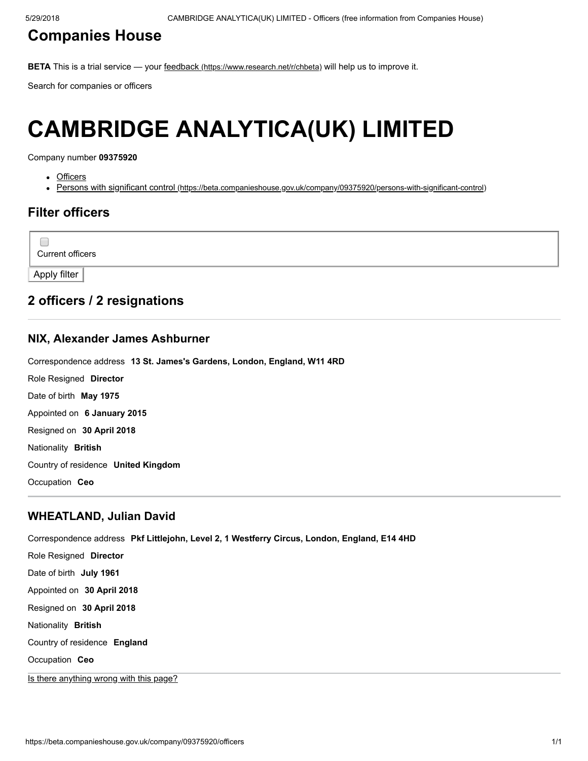## Companies House

**BETA** This is a trial service — your feedback (https://www.research.net/r/chbeta) will help us to improve it.

Search for companies or officers

# CAMBRIDGE ANALYTICA(UK) LIMITED

Company number **09375920**

- Officers
- Persons with significant control (https://beta.companieshouse.gov.uk/company/09375920/persons-with-significant-control)

## Filter officers

☐ Current officers

Apply filter

## 2 officers / 2 resignations

### NIX, Alexander James Ashburner

Correspondence address **13 St. James's Gardens, London, England, W11 4RD**

Role Resigned **Director**

Date of birth **May 1975**

Appointed on **6 January 2015**

Resigned on **30 April 2018**

Nationality **British**

Country of residence **United Kingdom**

Occupation **Ceo**

### WHEATLAND, Julian David

Correspondence address **Pkf Littlejohn, Level 2, 1 Westferry Circus, London, England, E14 4HD**

Role Resigned **Director**

Date of birth **July 1961**

Appointed on **30 April 2018**

Resigned on **30 April 2018**

Nationality **British**

Country of residence **England**

Occupation **Ceo**

Is there anything wrong with this page?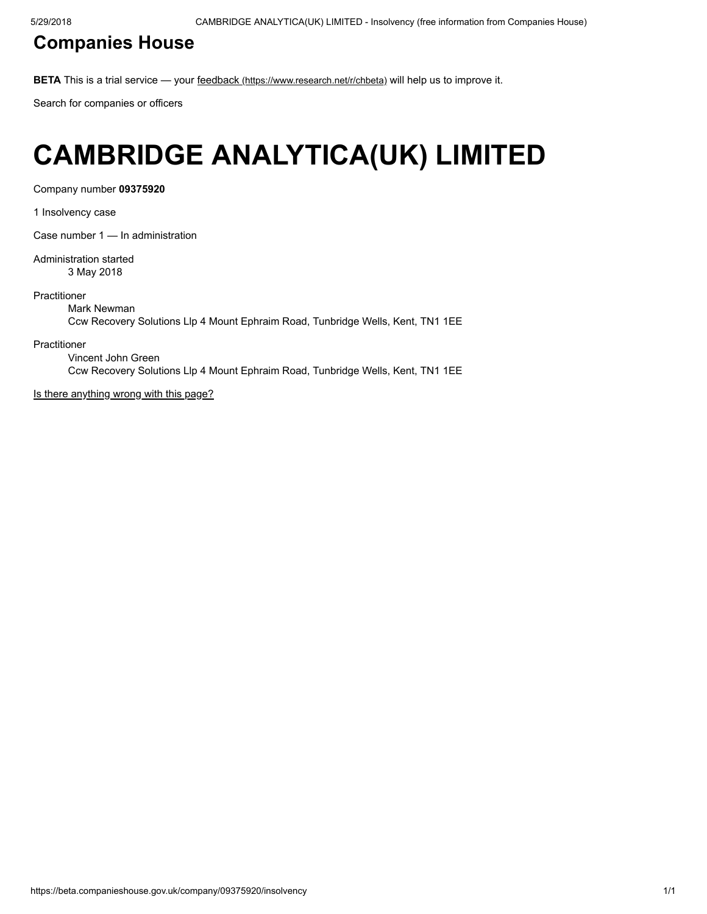## Companies House

**BETA** This is a trial service — your feedback (https://www.research.net/r/chbeta) will help us to improve it.

Search for companies or officers

# CAMBRIDGE ANALYTICA(UK) LIMITED

Company number **09375920**

1 Insolvency case

Case number 1 — In administration

Administration started
3 May 2018

Practitioner
Mark Newman
Ccw Recovery Solutions Llp 4 Mount Ephraim Road, Tunbridge Wells, Kent, TN1 1EE

Practitioner
Vincent John Green
Ccw Recovery Solutions Llp 4 Mount Ephraim Road, Tunbridge Wells, Kent, TN1 1EE

Is there anything wrong with this page?